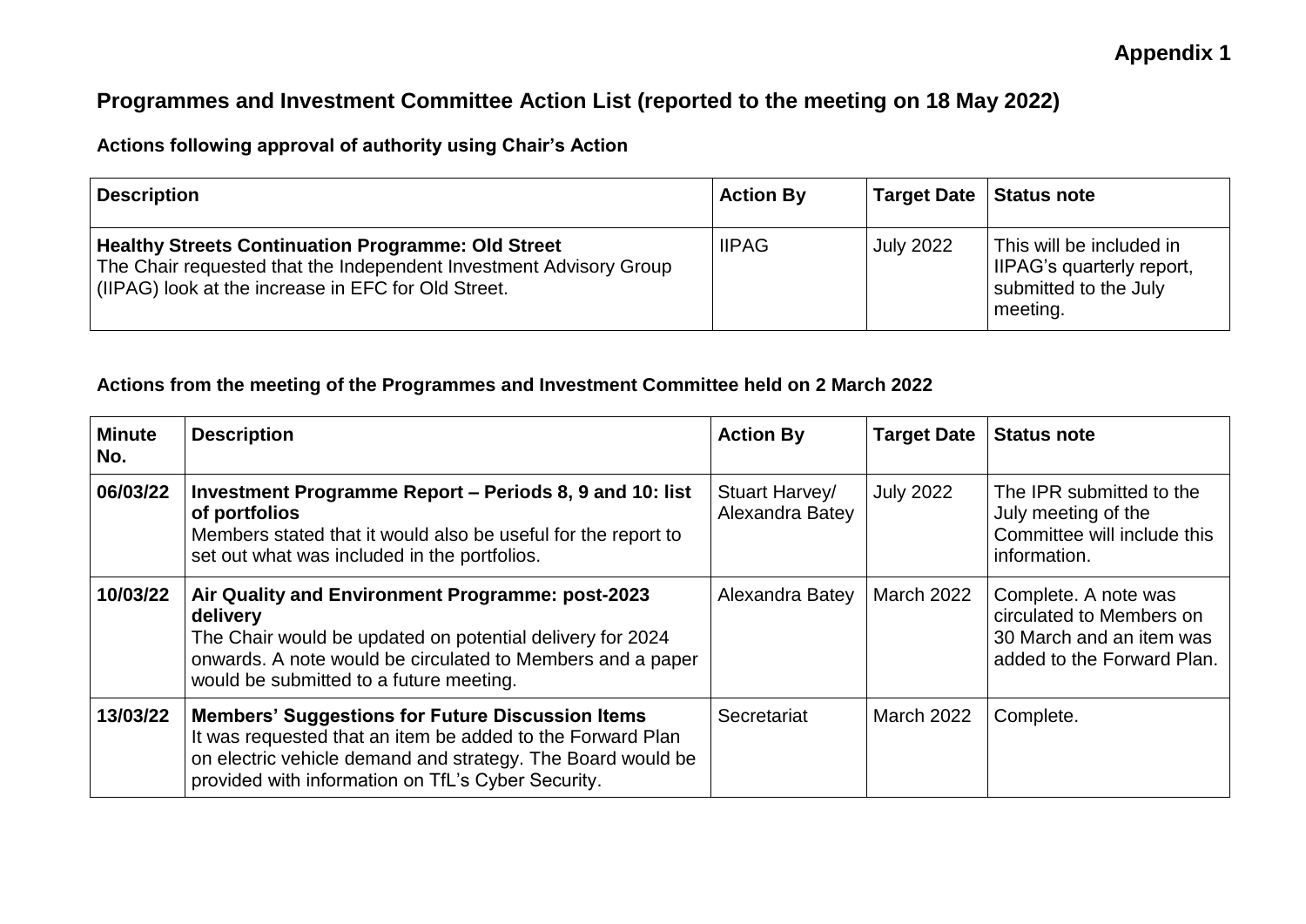**Appendix 1**

# Programmes and Investment Committee Action List (reported to the meeting on 18 May 2022)

### Actions following approval of authority using Chair's Action

| Description | Action By | Target Date | Status note |
|---|---|---|---|
| **Healthy Streets Continuation Programme: Old Street** The Chair requested that the Independent Investment Advisory Group (IIPAG) look at the increase in EFC for Old Street. | IIPAG | July 2022 | This will be included in IIPAG's quarterly report, submitted to the July meeting. |

### Actions from the meeting of the Programmes and Investment Committee held on 2 March 2022

| Minute No. | Description | Action By | Target Date | Status note |
|---|---|---|---|---|
| 06/03/22 | **Investment Programme Report – Periods 8, 9 and 10: list of portfolios** Members stated that it would also be useful for the report to set out what was included in the portfolios. | Stuart Harvey/ Alexandra Batey | July 2022 | The IPR submitted to the July meeting of the Committee will include this information. |
| 10/03/22 | **Air Quality and Environment Programme: post-2023 delivery** The Chair would be updated on potential delivery for 2024 onwards. A note would be circulated to Members and a paper would be submitted to a future meeting. | Alexandra Batey | March 2022 | Complete. A note was circulated to Members on 30 March and an item was added to the Forward Plan. |
| 13/03/22 | **Members' Suggestions for Future Discussion Items** It was requested that an item be added to the Forward Plan on electric vehicle demand and strategy. The Board would be provided with information on TfL's Cyber Security. | Secretariat | March 2022 | Complete. |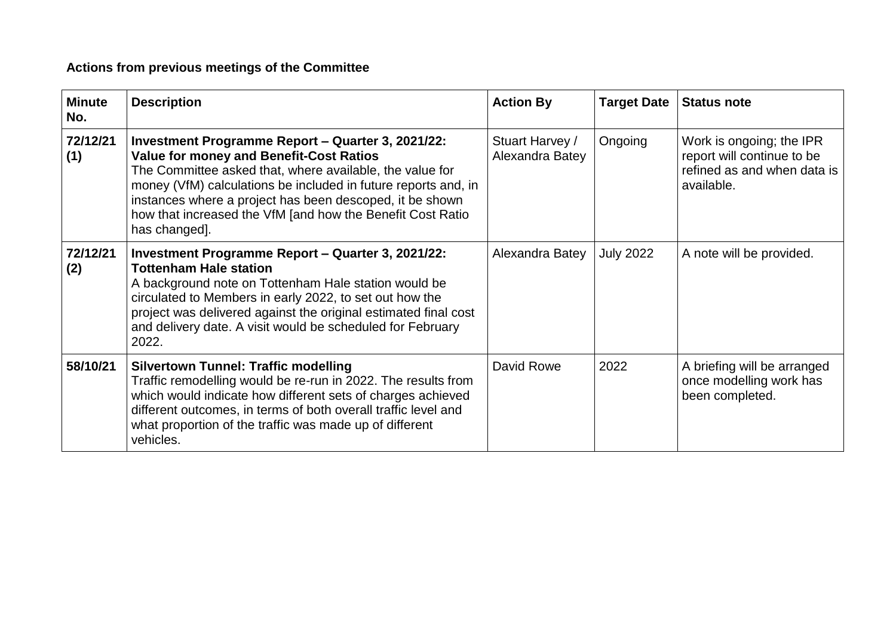**Actions from previous meetings of the Committee**

| Minute No. | Description | Action By | Target Date | Status note |
|---|---|---|---|---|
| **72/12/21 (1)** | **Investment Programme Report – Quarter 3, 2021/22: Value for money and Benefit-Cost Ratios**<br>The Committee asked that, where available, the value for money (VfM) calculations be included in future reports and, in instances where a project has been descoped, it be shown how that increased the VfM [and how the Benefit Cost Ratio has changed]. | Stuart Harvey / Alexandra Batey | Ongoing | Work is ongoing; the IPR report will continue to be refined as and when data is available. |
| **72/12/21 (2)** | **Investment Programme Report – Quarter 3, 2021/22: Tottenham Hale station**<br>A background note on Tottenham Hale station would be circulated to Members in early 2022, to set out how the project was delivered against the original estimated final cost and delivery date. A visit would be scheduled for February 2022. | Alexandra Batey | July 2022 | A note will be provided. |
| **58/10/21** | **Silvertown Tunnel: Traffic modelling**<br>Traffic remodelling would be re-run in 2022. The results from which would indicate how different sets of charges achieved different outcomes, in terms of both overall traffic level and what proportion of the traffic was made up of different vehicles. | David Rowe | 2022 | A briefing will be arranged once modelling work has been completed. |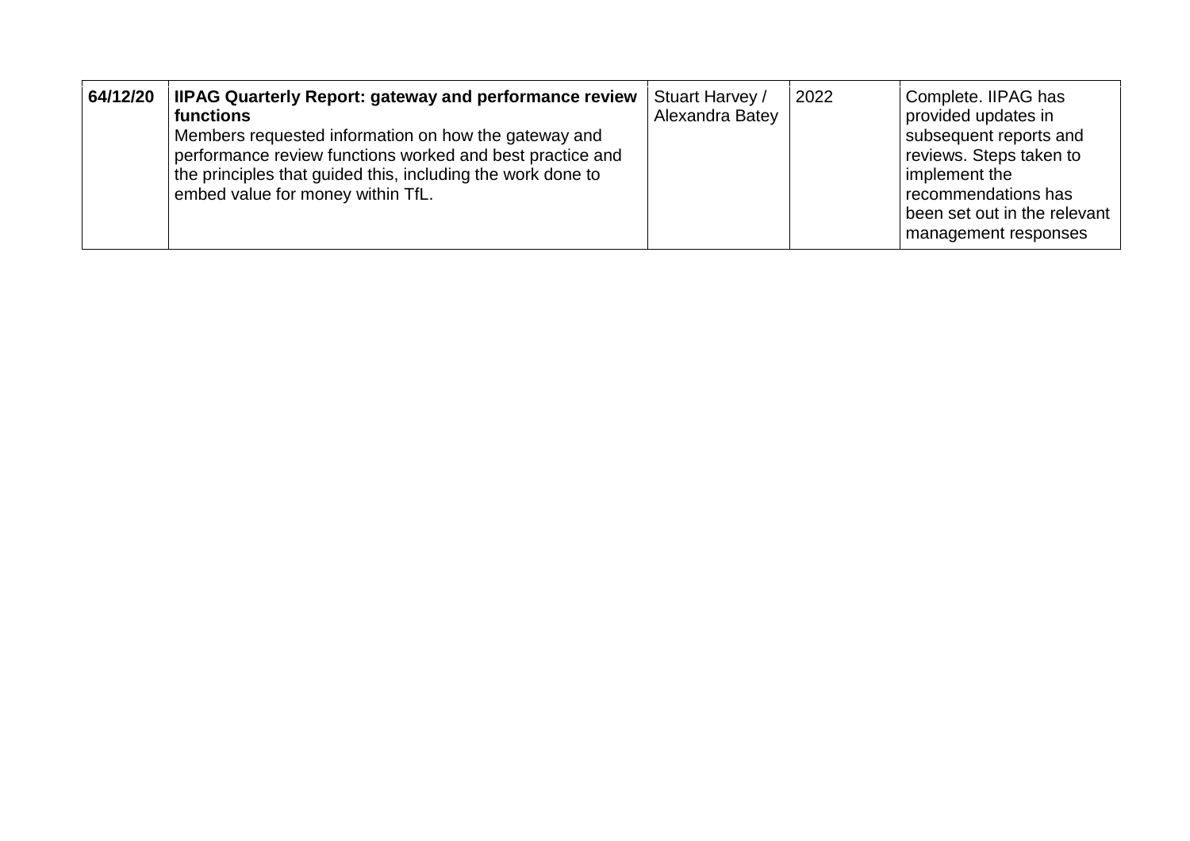| | | | | |
|---|---|---|---|---|
| **64/12/20** | **IIPAG Quarterly Report: gateway and performance review functions** Members requested information on how the gateway and performance review functions worked and best practice and the principles that guided this, including the work done to embed value for money within TfL. | Stuart Harvey / Alexandra Batey | 2022 | Complete. IIPAG has provided updates in subsequent reports and reviews. Steps taken to implement the recommendations has been set out in the relevant management responses |